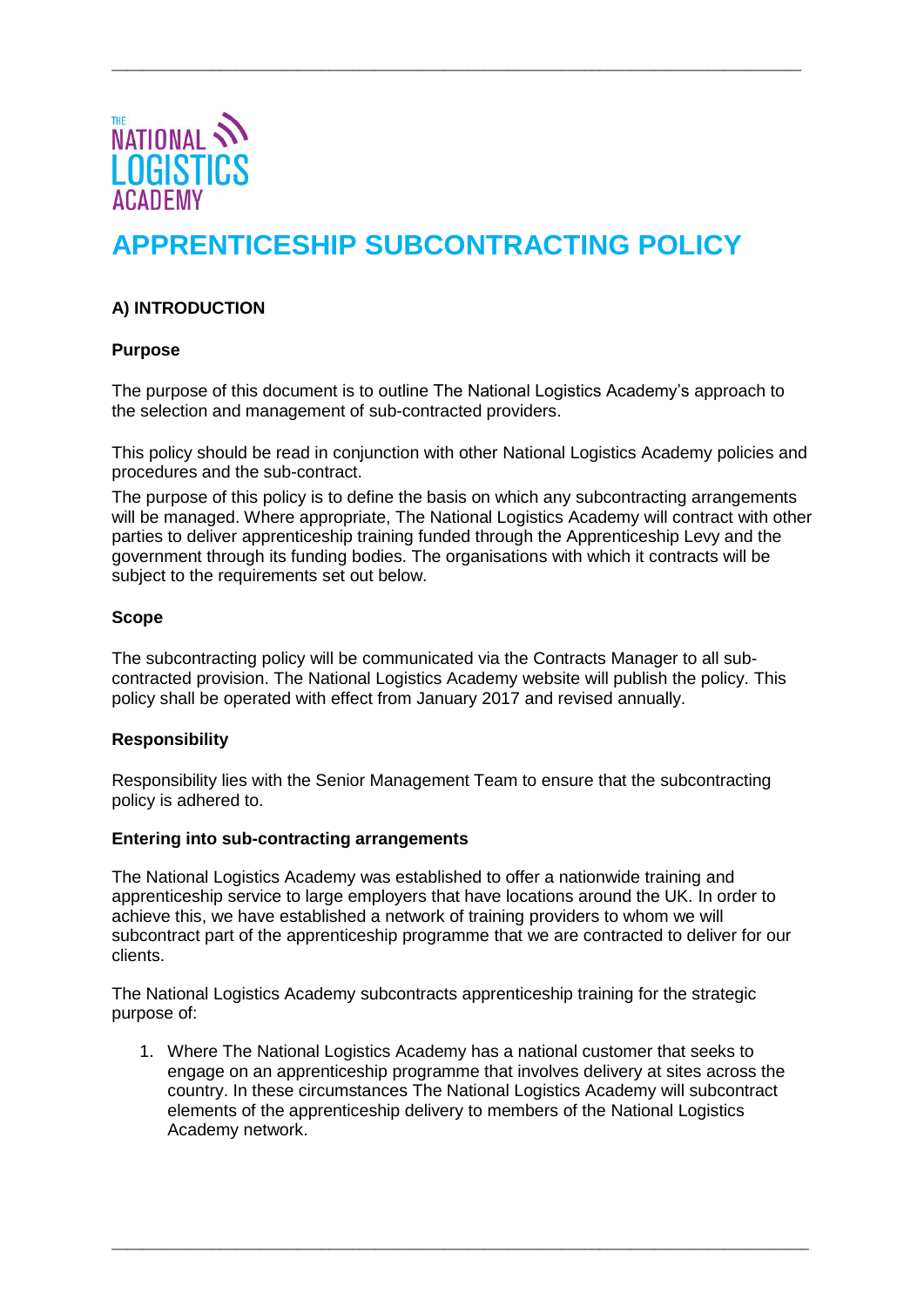# APPRENTICESHIP SUBCONTRACTING POLICY

## A) INTRODUCTION

### Purpose

The purpose of this document is to outline The National Logistics Academy's approach to the selection and management of sub-contracted providers.

This policy should be read in conjunction with other National Logistics Academy policies and procedures and the sub-contract.

The purpose of this policy is to define the basis on which any subcontracting arrangements will be managed. Where appropriate, The National Logistics Academy will contract with other parties to deliver apprenticeship training funded through the Apprenticeship Levy and the government through its funding bodies. The organisations with which it contracts will be subject to the requirements set out below.

### Scope

The subcontracting policy will be communicated via the Contracts Manager to all sub-contracted provision. The National Logistics Academy website will publish the policy. This policy shall be operated with effect from January 2017 and revised annually.

### Responsibility

Responsibility lies with the Senior Management Team to ensure that the subcontracting policy is adhered to.

### Entering into sub-contracting arrangements

The National Logistics Academy was established to offer a nationwide training and apprenticeship service to large employers that have locations around the UK. In order to achieve this, we have established a network of training providers to whom we will subcontract part of the apprenticeship programme that we are contracted to deliver for our clients.

The National Logistics Academy subcontracts apprenticeship training for the strategic purpose of:

1. Where The National Logistics Academy has a national customer that seeks to engage on an apprenticeship programme that involves delivery at sites across the country. In these circumstances The National Logistics Academy will subcontract elements of the apprenticeship delivery to members of the National Logistics Academy network.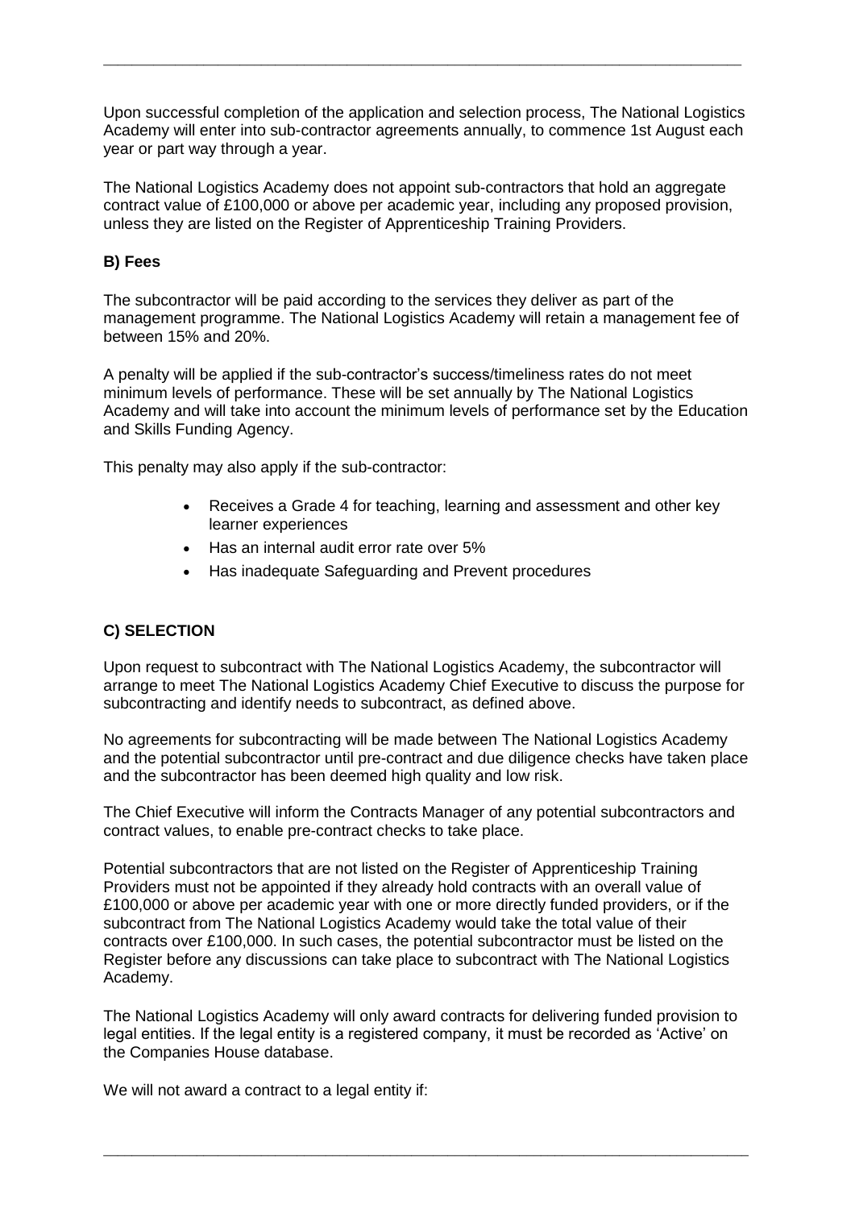Upon successful completion of the application and selection process, The National Logistics Academy will enter into sub-contractor agreements annually, to commence 1st August each year or part way through a year.

The National Logistics Academy does not appoint sub-contractors that hold an aggregate contract value of £100,000 or above per academic year, including any proposed provision, unless they are listed on the Register of Apprenticeship Training Providers.

**B) Fees**

The subcontractor will be paid according to the services they deliver as part of the management programme. The National Logistics Academy will retain a management fee of between 15% and 20%.

A penalty will be applied if the sub-contractor's success/timeliness rates do not meet minimum levels of performance. These will be set annually by The National Logistics Academy and will take into account the minimum levels of performance set by the Education and Skills Funding Agency.

This penalty may also apply if the sub-contractor:

- Receives a Grade 4 for teaching, learning and assessment and other key learner experiences
- Has an internal audit error rate over 5%
- Has inadequate Safeguarding and Prevent procedures

**C) SELECTION**

Upon request to subcontract with The National Logistics Academy, the subcontractor will arrange to meet The National Logistics Academy Chief Executive to discuss the purpose for subcontracting and identify needs to subcontract, as defined above.

No agreements for subcontracting will be made between The National Logistics Academy and the potential subcontractor until pre-contract and due diligence checks have taken place and the subcontractor has been deemed high quality and low risk.

The Chief Executive will inform the Contracts Manager of any potential subcontractors and contract values, to enable pre-contract checks to take place.

Potential subcontractors that are not listed on the Register of Apprenticeship Training Providers must not be appointed if they already hold contracts with an overall value of £100,000 or above per academic year with one or more directly funded providers, or if the subcontract from The National Logistics Academy would take the total value of their contracts over £100,000. In such cases, the potential subcontractor must be listed on the Register before any discussions can take place to subcontract with The National Logistics Academy.

The National Logistics Academy will only award contracts for delivering funded provision to legal entities. If the legal entity is a registered company, it must be recorded as 'Active' on the Companies House database.

We will not award a contract to a legal entity if: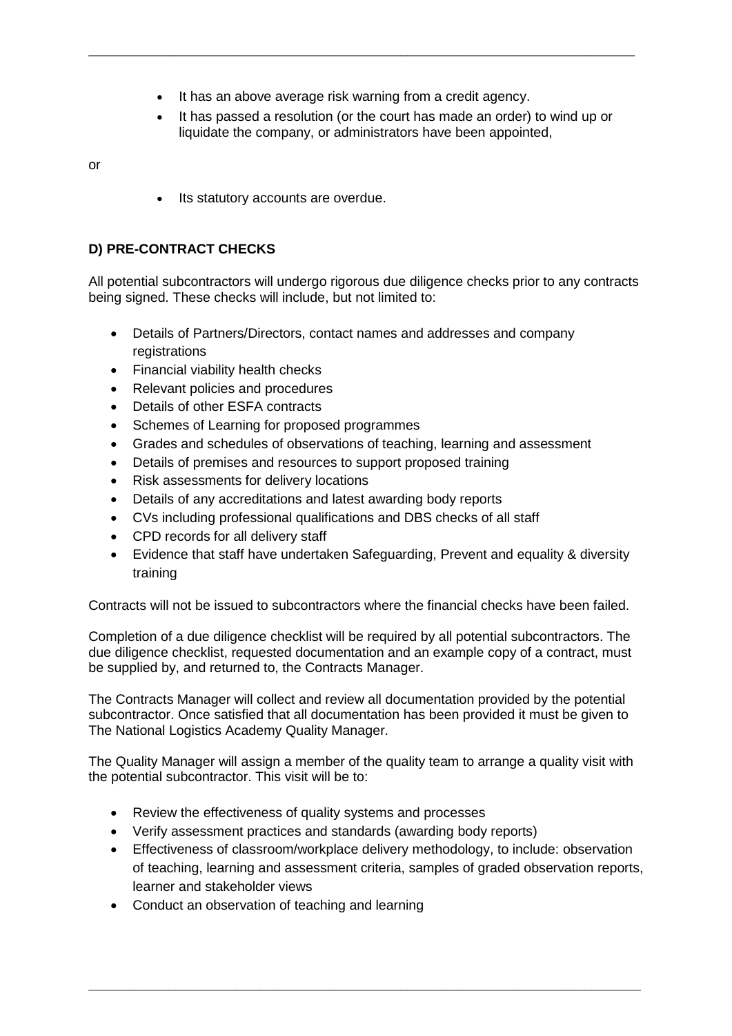- It has an above average risk warning from a credit agency.
- It has passed a resolution (or the court has made an order) to wind up or liquidate the company, or administrators have been appointed,

or

- Its statutory accounts are overdue.

### D) PRE-CONTRACT CHECKS

All potential subcontractors will undergo rigorous due diligence checks prior to any contracts being signed. These checks will include, but not limited to:

- Details of Partners/Directors, contact names and addresses and company registrations
- Financial viability health checks
- Relevant policies and procedures
- Details of other ESFA contracts
- Schemes of Learning for proposed programmes
- Grades and schedules of observations of teaching, learning and assessment
- Details of premises and resources to support proposed training
- Risk assessments for delivery locations
- Details of any accreditations and latest awarding body reports
- CVs including professional qualifications and DBS checks of all staff
- CPD records for all delivery staff
- Evidence that staff have undertaken Safeguarding, Prevent and equality & diversity training

Contracts will not be issued to subcontractors where the financial checks have been failed.

Completion of a due diligence checklist will be required by all potential subcontractors. The due diligence checklist, requested documentation and an example copy of a contract, must be supplied by, and returned to, the Contracts Manager.

The Contracts Manager will collect and review all documentation provided by the potential subcontractor. Once satisfied that all documentation has been provided it must be given to The National Logistics Academy Quality Manager.

The Quality Manager will assign a member of the quality team to arrange a quality visit with the potential subcontractor. This visit will be to:

- Review the effectiveness of quality systems and processes
- Verify assessment practices and standards (awarding body reports)
- Effectiveness of classroom/workplace delivery methodology, to include: observation of teaching, learning and assessment criteria, samples of graded observation reports, learner and stakeholder views
- Conduct an observation of teaching and learning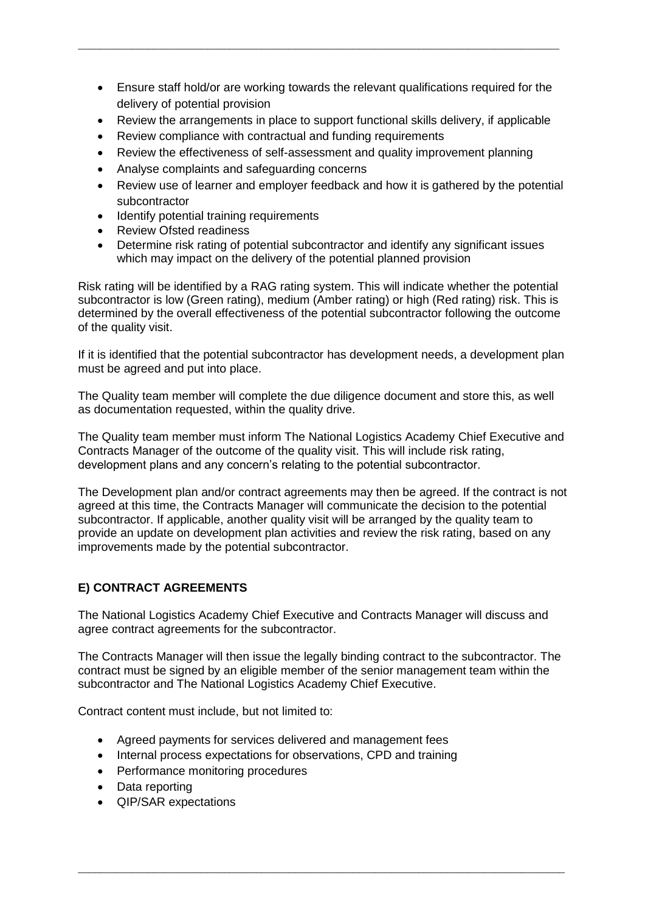- Ensure staff hold/or are working towards the relevant qualifications required for the delivery of potential provision
- Review the arrangements in place to support functional skills delivery, if applicable
- Review compliance with contractual and funding requirements
- Review the effectiveness of self-assessment and quality improvement planning
- Analyse complaints and safeguarding concerns
- Review use of learner and employer feedback and how it is gathered by the potential subcontractor
- Identify potential training requirements
- Review Ofsted readiness
- Determine risk rating of potential subcontractor and identify any significant issues which may impact on the delivery of the potential planned provision

Risk rating will be identified by a RAG rating system. This will indicate whether the potential subcontractor is low (Green rating), medium (Amber rating) or high (Red rating) risk. This is determined by the overall effectiveness of the potential subcontractor following the outcome of the quality visit.

If it is identified that the potential subcontractor has development needs, a development plan must be agreed and put into place.

The Quality team member will complete the due diligence document and store this, as well as documentation requested, within the quality drive.

The Quality team member must inform The National Logistics Academy Chief Executive and Contracts Manager of the outcome of the quality visit. This will include risk rating, development plans and any concern's relating to the potential subcontractor.

The Development plan and/or contract agreements may then be agreed. If the contract is not agreed at this time, the Contracts Manager will communicate the decision to the potential subcontractor. If applicable, another quality visit will be arranged by the quality team to provide an update on development plan activities and review the risk rating, based on any improvements made by the potential subcontractor.

## E) CONTRACT AGREEMENTS

The National Logistics Academy Chief Executive and Contracts Manager will discuss and agree contract agreements for the subcontractor.

The Contracts Manager will then issue the legally binding contract to the subcontractor. The contract must be signed by an eligible member of the senior management team within the subcontractor and The National Logistics Academy Chief Executive.

Contract content must include, but not limited to:

- Agreed payments for services delivered and management fees
- Internal process expectations for observations, CPD and training
- Performance monitoring procedures
- Data reporting
- QIP/SAR expectations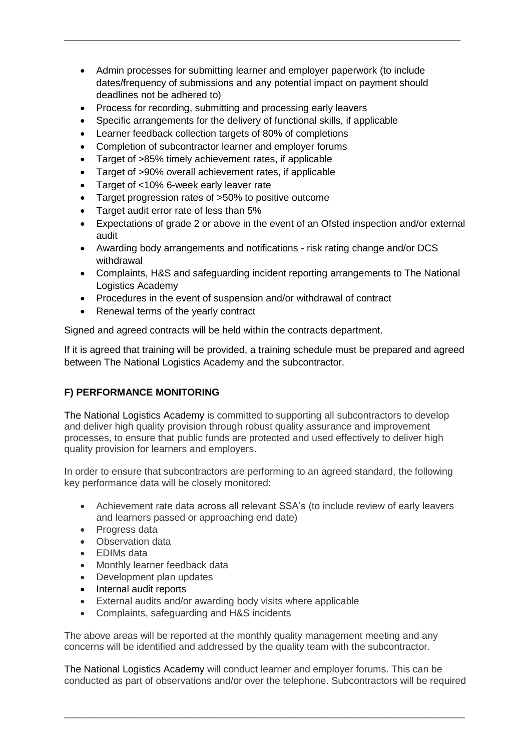- Admin processes for submitting learner and employer paperwork (to include dates/frequency of submissions and any potential impact on payment should deadlines not be adhered to)
- Process for recording, submitting and processing early leavers
- Specific arrangements for the delivery of functional skills, if applicable
- Learner feedback collection targets of 80% of completions
- Completion of subcontractor learner and employer forums
- Target of >85% timely achievement rates, if applicable
- Target of >90% overall achievement rates, if applicable
- Target of <10% 6-week early leaver rate
- Target progression rates of >50% to positive outcome
- Target audit error rate of less than 5%
- Expectations of grade 2 or above in the event of an Ofsted inspection and/or external audit
- Awarding body arrangements and notifications - risk rating change and/or DCS withdrawal
- Complaints, H&S and safeguarding incident reporting arrangements to The National Logistics Academy
- Procedures in the event of suspension and/or withdrawal of contract
- Renewal terms of the yearly contract

Signed and agreed contracts will be held within the contracts department.

If it is agreed that training will be provided, a training schedule must be prepared and agreed between The National Logistics Academy and the subcontractor.

**F) PERFORMANCE MONITORING**

The National Logistics Academy is committed to supporting all subcontractors to develop and deliver high quality provision through robust quality assurance and improvement processes, to ensure that public funds are protected and used effectively to deliver high quality provision for learners and employers.

In order to ensure that subcontractors are performing to an agreed standard, the following key performance data will be closely monitored:

- Achievement rate data across all relevant SSA's (to include review of early leavers and learners passed or approaching end date)
- Progress data
- Observation data
- EDIMs data
- Monthly learner feedback data
- Development plan updates
- Internal audit reports
- External audits and/or awarding body visits where applicable
- Complaints, safeguarding and H&S incidents

The above areas will be reported at the monthly quality management meeting and any concerns will be identified and addressed by the quality team with the subcontractor.

The National Logistics Academy will conduct learner and employer forums. This can be conducted as part of observations and/or over the telephone. Subcontractors will be required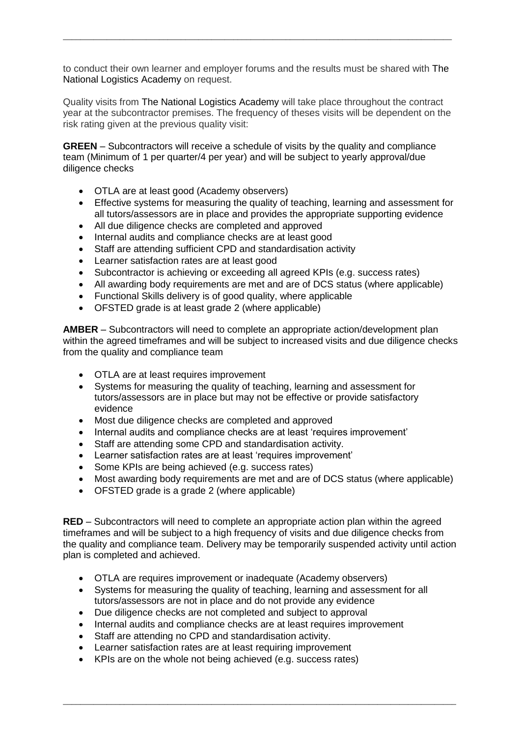to conduct their own learner and employer forums and the results must be shared with The National Logistics Academy on request.

Quality visits from The National Logistics Academy will take place throughout the contract year at the subcontractor premises. The frequency of theses visits will be dependent on the risk rating given at the previous quality visit:

**GREEN** – Subcontractors will receive a schedule of visits by the quality and compliance team (Minimum of 1 per quarter/4 per year) and will be subject to yearly approval/due diligence checks

- OTLA are at least good (Academy observers)
- Effective systems for measuring the quality of teaching, learning and assessment for all tutors/assessors are in place and provides the appropriate supporting evidence
- All due diligence checks are completed and approved
- Internal audits and compliance checks are at least good
- Staff are attending sufficient CPD and standardisation activity
- Learner satisfaction rates are at least good
- Subcontractor is achieving or exceeding all agreed KPIs (e.g. success rates)
- All awarding body requirements are met and are of DCS status (where applicable)
- Functional Skills delivery is of good quality, where applicable
- OFSTED grade is at least grade 2 (where applicable)

**AMBER** – Subcontractors will need to complete an appropriate action/development plan within the agreed timeframes and will be subject to increased visits and due diligence checks from the quality and compliance team

- OTLA are at least requires improvement
- Systems for measuring the quality of teaching, learning and assessment for tutors/assessors are in place but may not be effective or provide satisfactory evidence
- Most due diligence checks are completed and approved
- Internal audits and compliance checks are at least 'requires improvement'
- Staff are attending some CPD and standardisation activity.
- Learner satisfaction rates are at least 'requires improvement'
- Some KPIs are being achieved (e.g. success rates)
- Most awarding body requirements are met and are of DCS status (where applicable)
- OFSTED grade is a grade 2 (where applicable)

**RED** – Subcontractors will need to complete an appropriate action plan within the agreed timeframes and will be subject to a high frequency of visits and due diligence checks from the quality and compliance team. Delivery may be temporarily suspended activity until action plan is completed and achieved.

- OTLA are requires improvement or inadequate (Academy observers)
- Systems for measuring the quality of teaching, learning and assessment for all tutors/assessors are not in place and do not provide any evidence
- Due diligence checks are not completed and subject to approval
- Internal audits and compliance checks are at least requires improvement
- Staff are attending no CPD and standardisation activity.
- Learner satisfaction rates are at least requiring improvement
- KPIs are on the whole not being achieved (e.g. success rates)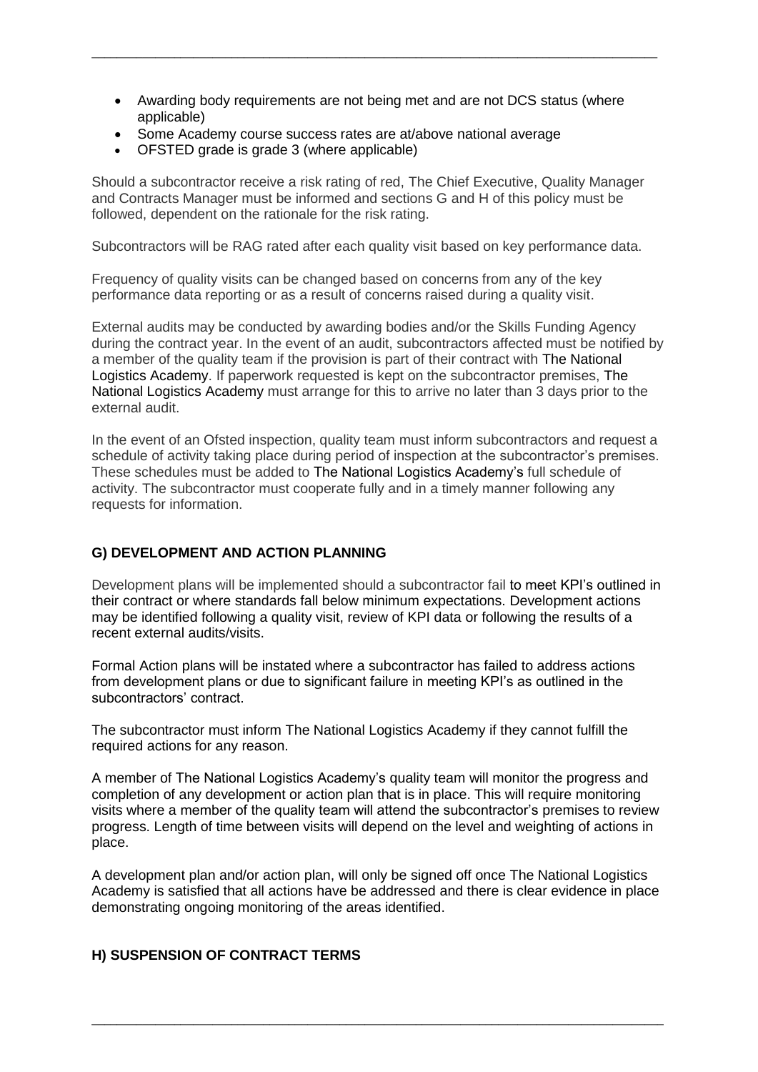- Awarding body requirements are not being met and are not DCS status (where applicable)
- Some Academy course success rates are at/above national average
- OFSTED grade is grade 3 (where applicable)

Should a subcontractor receive a risk rating of red, The Chief Executive, Quality Manager and Contracts Manager must be informed and sections G and H of this policy must be followed, dependent on the rationale for the risk rating.

Subcontractors will be RAG rated after each quality visit based on key performance data.

Frequency of quality visits can be changed based on concerns from any of the key performance data reporting or as a result of concerns raised during a quality visit.

External audits may be conducted by awarding bodies and/or the Skills Funding Agency during the contract year. In the event of an audit, subcontractors affected must be notified by a member of the quality team if the provision is part of their contract with The National Logistics Academy. If paperwork requested is kept on the subcontractor premises, The National Logistics Academy must arrange for this to arrive no later than 3 days prior to the external audit.

In the event of an Ofsted inspection, quality team must inform subcontractors and request a schedule of activity taking place during period of inspection at the subcontractor's premises. These schedules must be added to The National Logistics Academy's full schedule of activity. The subcontractor must cooperate fully and in a timely manner following any requests for information.

## G) DEVELOPMENT AND ACTION PLANNING

Development plans will be implemented should a subcontractor fail to meet KPI's outlined in their contract or where standards fall below minimum expectations. Development actions may be identified following a quality visit, review of KPI data or following the results of a recent external audits/visits.

Formal Action plans will be instated where a subcontractor has failed to address actions from development plans or due to significant failure in meeting KPI's as outlined in the subcontractors' contract.

The subcontractor must inform The National Logistics Academy if they cannot fulfill the required actions for any reason.

A member of The National Logistics Academy's quality team will monitor the progress and completion of any development or action plan that is in place. This will require monitoring visits where a member of the quality team will attend the subcontractor's premises to review progress. Length of time between visits will depend on the level and weighting of actions in place.

A development plan and/or action plan, will only be signed off once The National Logistics Academy is satisfied that all actions have be addressed and there is clear evidence in place demonstrating ongoing monitoring of the areas identified.

## H) SUSPENSION OF CONTRACT TERMS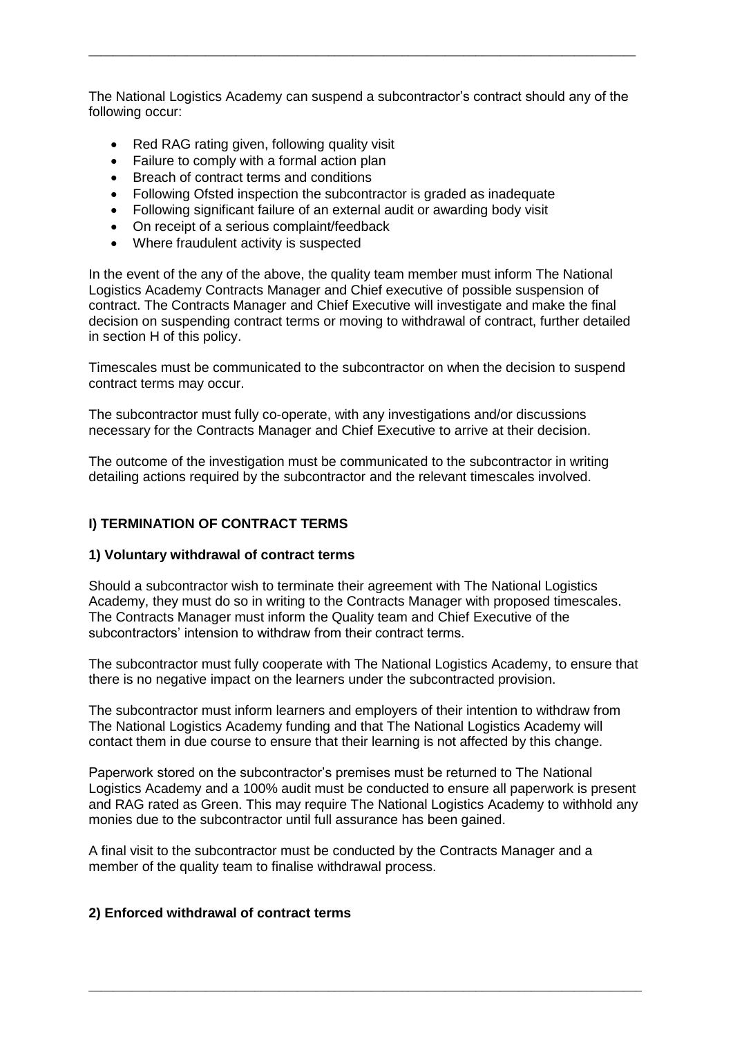The National Logistics Academy can suspend a subcontractor's contract should any of the following occur:

- Red RAG rating given, following quality visit
- Failure to comply with a formal action plan
- Breach of contract terms and conditions
- Following Ofsted inspection the subcontractor is graded as inadequate
- Following significant failure of an external audit or awarding body visit
- On receipt of a serious complaint/feedback
- Where fraudulent activity is suspected

In the event of the any of the above, the quality team member must inform The National Logistics Academy Contracts Manager and Chief executive of possible suspension of contract. The Contracts Manager and Chief Executive will investigate and make the final decision on suspending contract terms or moving to withdrawal of contract, further detailed in section H of this policy.

Timescales must be communicated to the subcontractor on when the decision to suspend contract terms may occur.

The subcontractor must fully co-operate, with any investigations and/or discussions necessary for the Contracts Manager and Chief Executive to arrive at their decision.

The outcome of the investigation must be communicated to the subcontractor in writing detailing actions required by the subcontractor and the relevant timescales involved.

## I) TERMINATION OF CONTRACT TERMS

### 1) Voluntary withdrawal of contract terms

Should a subcontractor wish to terminate their agreement with The National Logistics Academy, they must do so in writing to the Contracts Manager with proposed timescales. The Contracts Manager must inform the Quality team and Chief Executive of the subcontractors' intension to withdraw from their contract terms.

The subcontractor must fully cooperate with The National Logistics Academy, to ensure that there is no negative impact on the learners under the subcontracted provision.

The subcontractor must inform learners and employers of their intention to withdraw from The National Logistics Academy funding and that The National Logistics Academy will contact them in due course to ensure that their learning is not affected by this change.

Paperwork stored on the subcontractor's premises must be returned to The National Logistics Academy and a 100% audit must be conducted to ensure all paperwork is present and RAG rated as Green. This may require The National Logistics Academy to withhold any monies due to the subcontractor until full assurance has been gained.

A final visit to the subcontractor must be conducted by the Contracts Manager and a member of the quality team to finalise withdrawal process.

### 2) Enforced withdrawal of contract terms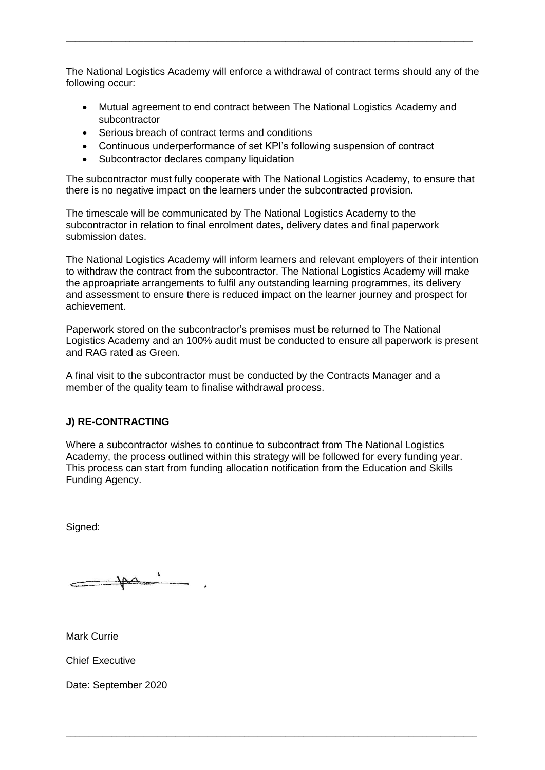The National Logistics Academy will enforce a withdrawal of contract terms should any of the following occur:

- Mutual agreement to end contract between The National Logistics Academy and subcontractor
- Serious breach of contract terms and conditions
- Continuous underperformance of set KPI's following suspension of contract
- Subcontractor declares company liquidation

The subcontractor must fully cooperate with The National Logistics Academy, to ensure that there is no negative impact on the learners under the subcontracted provision.

The timescale will be communicated by The National Logistics Academy to the subcontractor in relation to final enrolment dates, delivery dates and final paperwork submission dates.

The National Logistics Academy will inform learners and relevant employers of their intention to withdraw the contract from the subcontractor. The National Logistics Academy will make the approapriate arrangements to fulfil any outstanding learning programmes, its delivery and assessment to ensure there is reduced impact on the learner journey and prospect for achievement.

Paperwork stored on the subcontractor's premises must be returned to The National Logistics Academy and an 100% audit must be conducted to ensure all paperwork is present and RAG rated as Green.

A final visit to the subcontractor must be conducted by the Contracts Manager and a member of the quality team to finalise withdrawal process.

**J) RE-CONTRACTING**

Where a subcontractor wishes to continue to subcontract from The National Logistics Academy, the process outlined within this strategy will be followed for every funding year. This process can start from funding allocation notification from the Education and Skills Funding Agency.

Signed:

Mark Currie

Chief Executive

Date: September 2020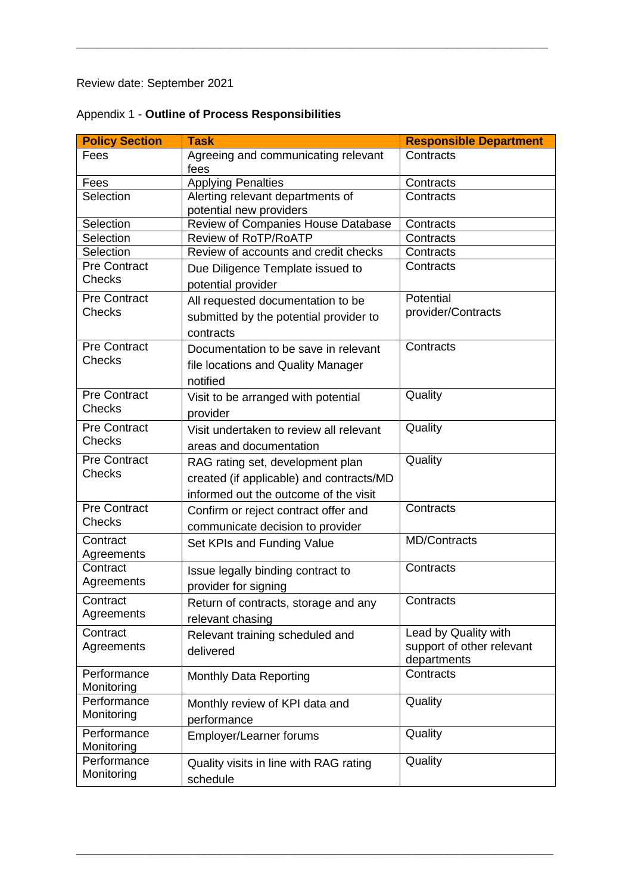Review date: September 2021

Appendix 1 - **Outline of Process Responsibilities**

| Policy Section | Task | Responsible Department |
|---|---|---|
| Fees | Agreeing and communicating relevant fees | Contracts |
| Fees | Applying Penalties | Contracts |
| Selection | Alerting relevant departments of potential new providers | Contracts |
| Selection | Review of Companies House Database | Contracts |
| Selection | Review of RoTP/RoATP | Contracts |
| Selection | Review of accounts and credit checks | Contracts |
| Pre Contract Checks | Due Diligence Template issued to potential provider | Contracts |
| Pre Contract Checks | All requested documentation to be submitted by the potential provider to contracts | Potential provider/Contracts |
| Pre Contract Checks | Documentation to be save in relevant file locations and Quality Manager notified | Contracts |
| Pre Contract Checks | Visit to be arranged with potential provider | Quality |
| Pre Contract Checks | Visit undertaken to review all relevant areas and documentation | Quality |
| Pre Contract Checks | RAG rating set, development plan created (if applicable) and contracts/MD informed out the outcome of the visit | Quality |
| Pre Contract Checks | Confirm or reject contract offer and communicate decision to provider | Contracts |
| Contract Agreements | Set KPIs and Funding Value | MD/Contracts |
| Contract Agreements | Issue legally binding contract to provider for signing | Contracts |
| Contract Agreements | Return of contracts, storage and any relevant chasing | Contracts |
| Contract Agreements | Relevant training scheduled and delivered | Lead by Quality with support of other relevant departments |
| Performance Monitoring | Monthly Data Reporting | Contracts |
| Performance Monitoring | Monthly review of KPI data and performance | Quality |
| Performance Monitoring | Employer/Learner forums | Quality |
| Performance Monitoring | Quality visits in line with RAG rating schedule | Quality |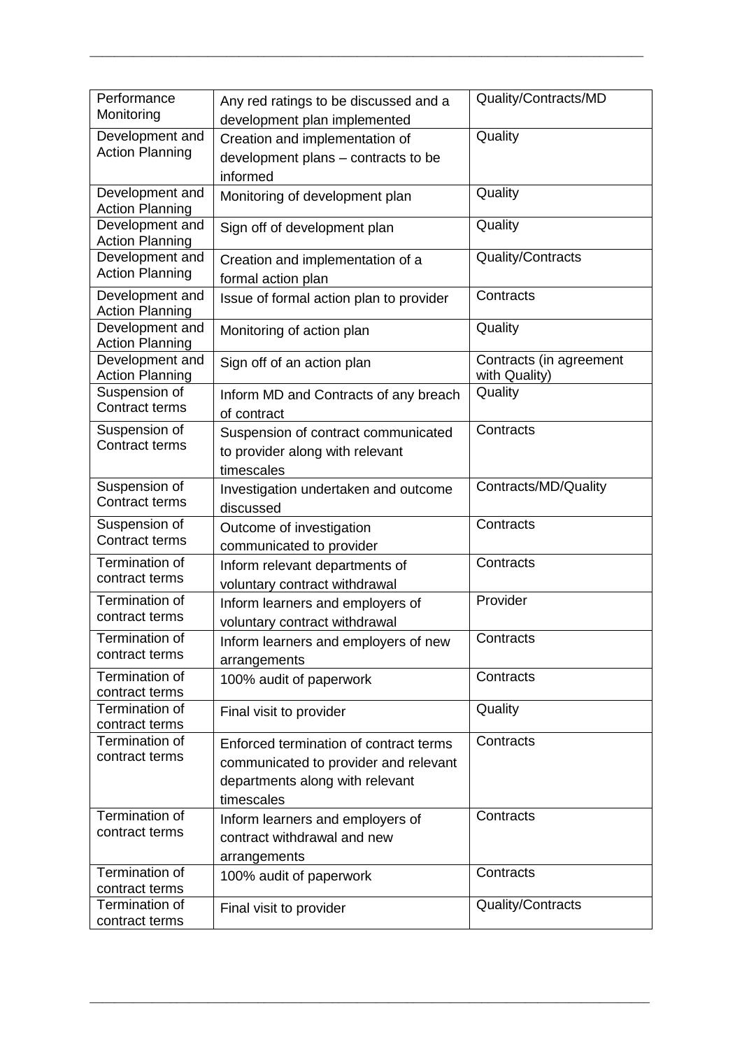| Performance Monitoring | Any red ratings to be discussed and a development plan implemented | Quality/Contracts/MD |
|---|---|---|
| Development and Action Planning | Creation and implementation of development plans – contracts to be informed | Quality |
| Development and Action Planning | Monitoring of development plan | Quality |
| Development and Action Planning | Sign off of development plan | Quality |
| Development and Action Planning | Creation and implementation of a formal action plan | Quality/Contracts |
| Development and Action Planning | Issue of formal action plan to provider | Contracts |
| Development and Action Planning | Monitoring of action plan | Quality |
| Development and Action Planning | Sign off of an action plan | Contracts (in agreement with Quality) |
| Suspension of Contract terms | Inform MD and Contracts of any breach of contract | Quality |
| Suspension of Contract terms | Suspension of contract communicated to provider along with relevant timescales | Contracts |
| Suspension of Contract terms | Investigation undertaken and outcome discussed | Contracts/MD/Quality |
| Suspension of Contract terms | Outcome of investigation communicated to provider | Contracts |
| Termination of contract terms | Inform relevant departments of voluntary contract withdrawal | Contracts |
| Termination of contract terms | Inform learners and employers of voluntary contract withdrawal | Provider |
| Termination of contract terms | Inform learners and employers of new arrangements | Contracts |
| Termination of contract terms | 100% audit of paperwork | Contracts |
| Termination of contract terms | Final visit to provider | Quality |
| Termination of contract terms | Enforced termination of contract terms communicated to provider and relevant departments along with relevant timescales | Contracts |
| Termination of contract terms | Inform learners and employers of contract withdrawal and new arrangements | Contracts |
| Termination of contract terms | 100% audit of paperwork | Contracts |
| Termination of contract terms | Final visit to provider | Quality/Contracts |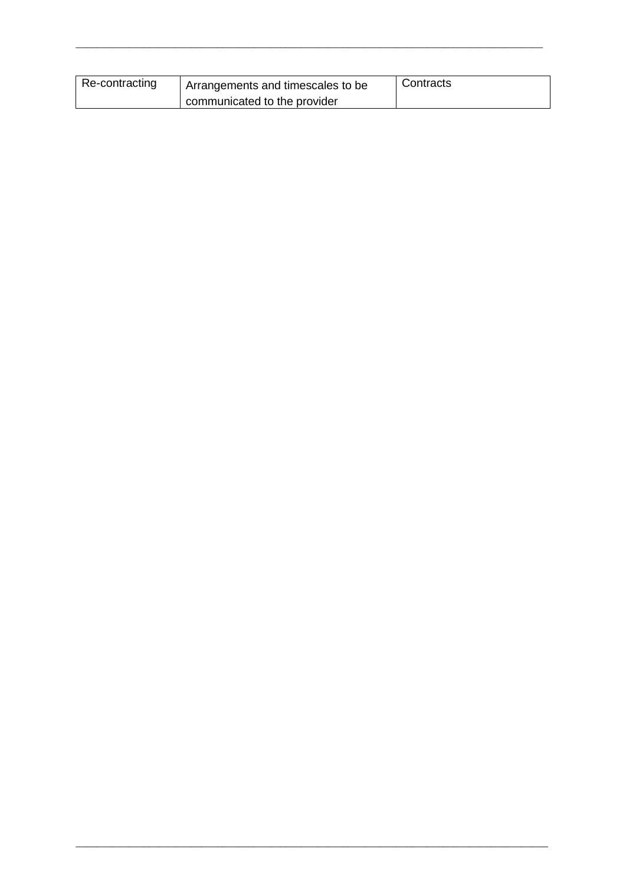| | | |
|---|---|---|
| Re-contracting | Arrangements and timescales to be communicated to the provider | Contracts |